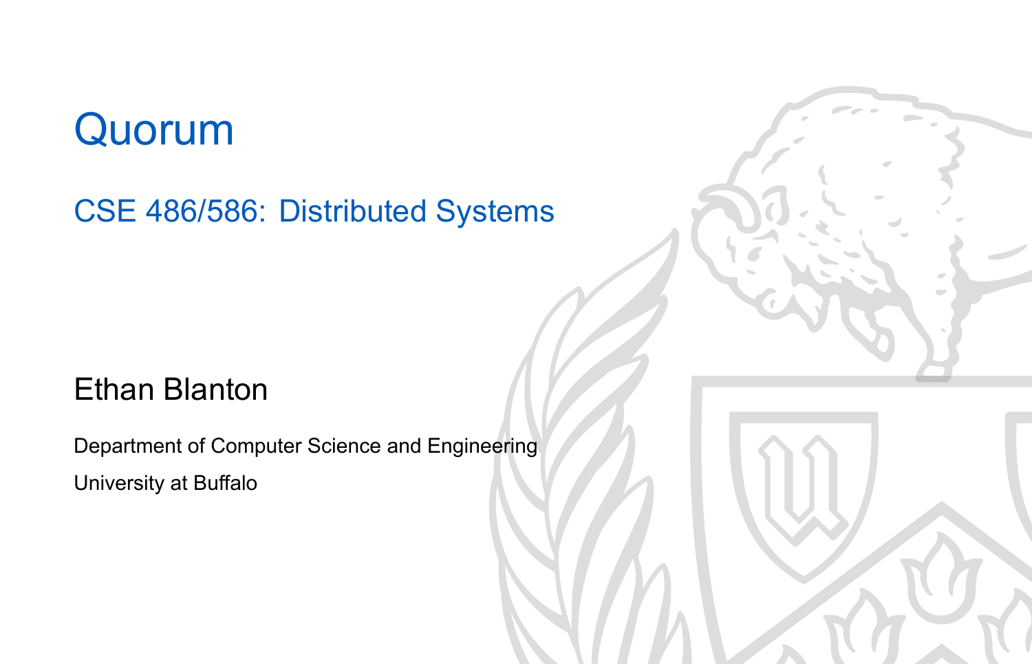# Quorum

## CSE 486/586: Distributed Systems

Ethan Blanton

Department of Computer Science and Engineering

University at Buffalo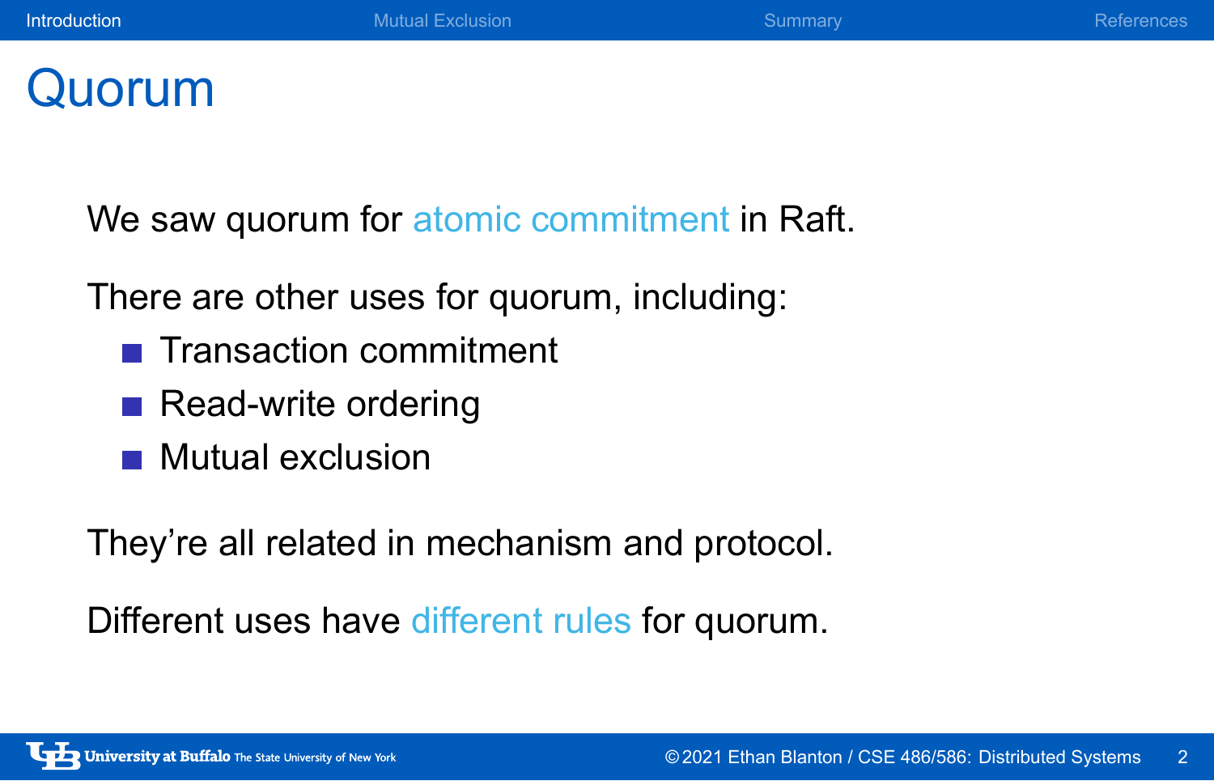# Quorum

We saw quorum for atomic commitment in Raft.

There are other uses for quorum, including:

- Transaction commitment
- Read-write ordering
- Mutual exclusion

They're all related in mechanism and protocol.

Different uses have different rules for quorum.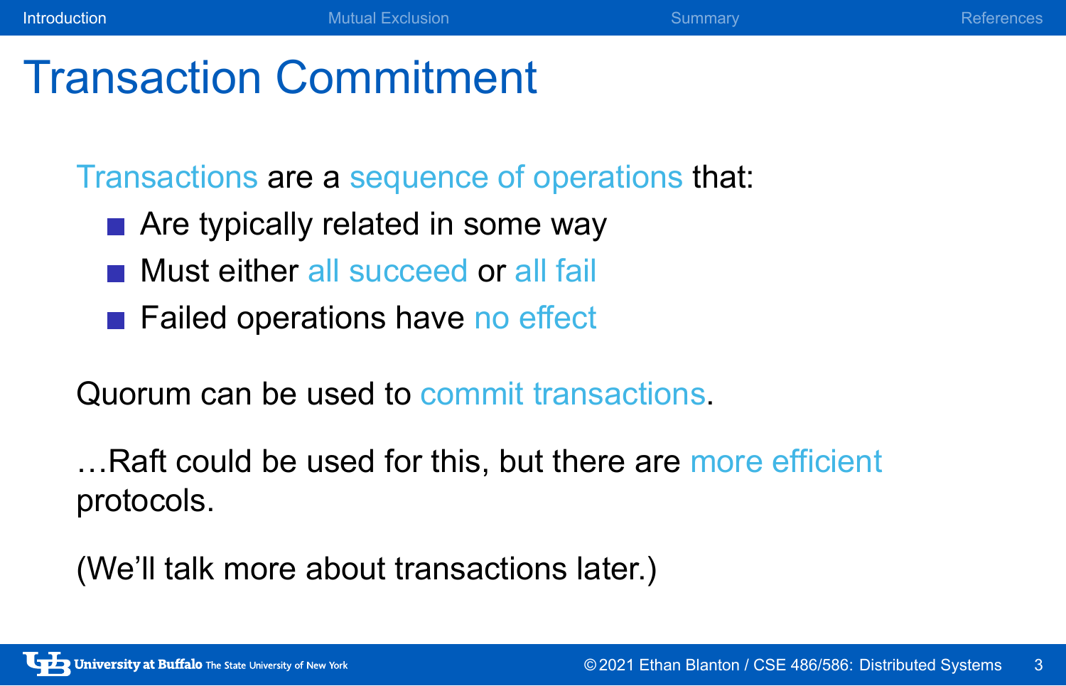# Transaction Commitment

Transactions are a sequence of operations that:

- Are typically related in some way
- Must either all succeed or all fail
- Failed operations have no effect

Quorum can be used to commit transactions.

…Raft could be used for this, but there are more efficient protocols.

(We'll talk more about transactions later.)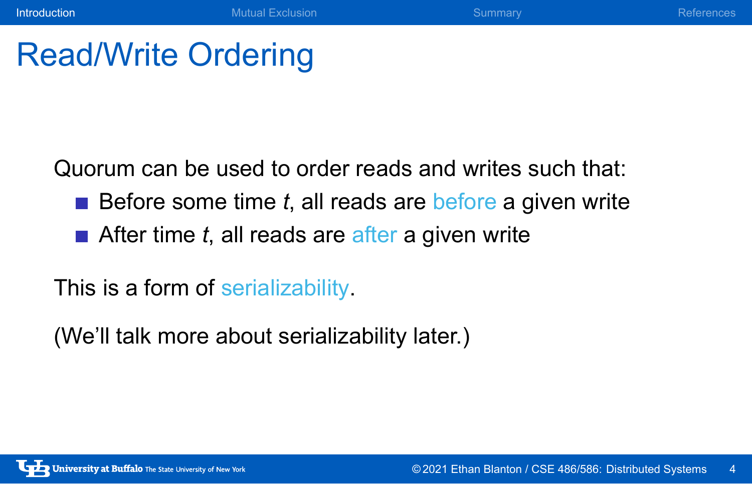# Read/Write Ordering

Quorum can be used to order reads and writes such that:

- Before some time $t$, all reads are before a given write
- After time $t$, all reads are after a given write

This is a form of serializability.

(We'll talk more about serializability later.)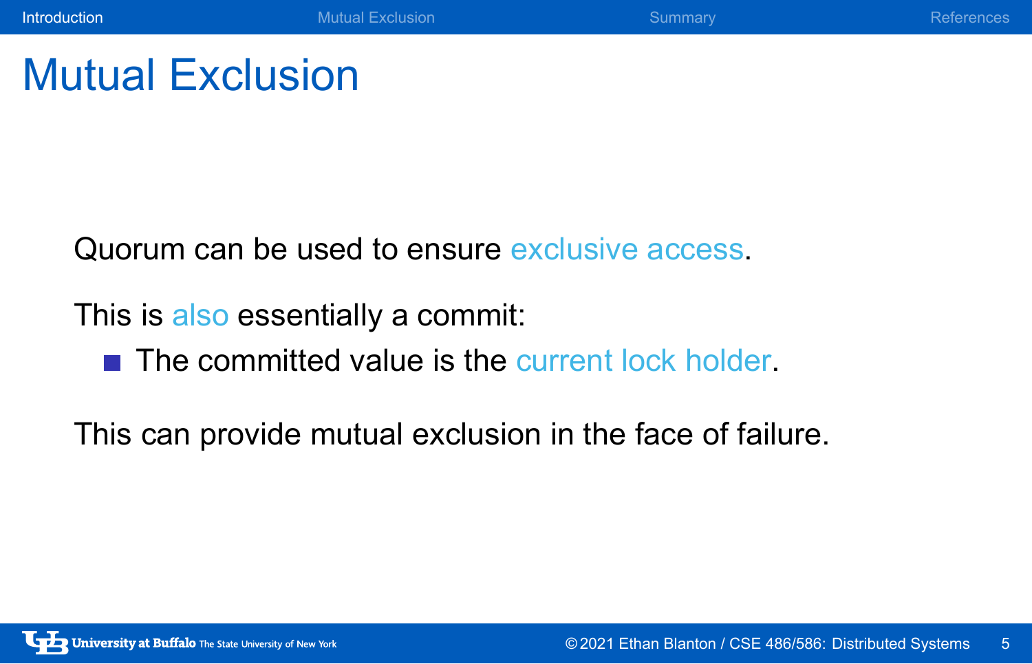# Mutual Exclusion

Quorum can be used to ensure exclusive access.

This is also essentially a commit:

- The committed value is the current lock holder.

This can provide mutual exclusion in the face of failure.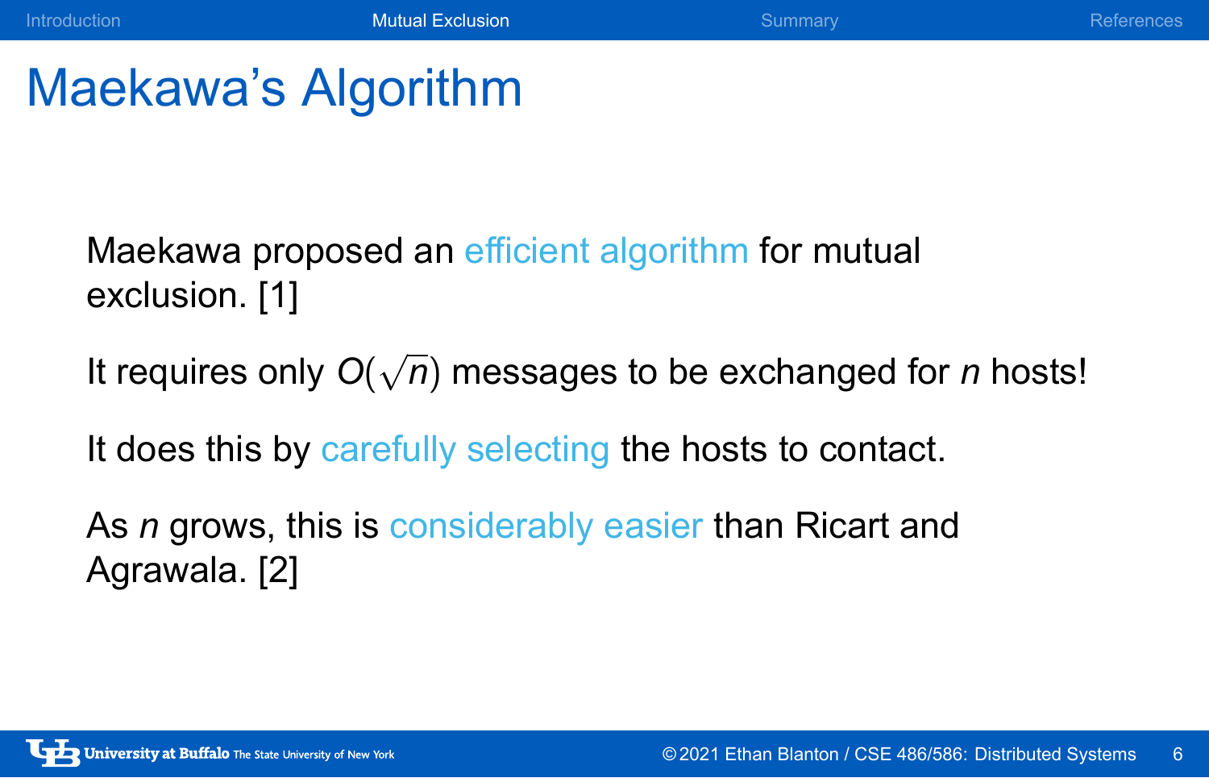# Maekawa's Algorithm

Maekawa proposed an efficient algorithm for mutual exclusion. [1]

It requires only $O(\sqrt{n})$ messages to be exchanged for $n$ hosts!

It does this by carefully selecting the hosts to contact.

As $n$ grows, this is considerably easier than Ricart and Agrawala. [2]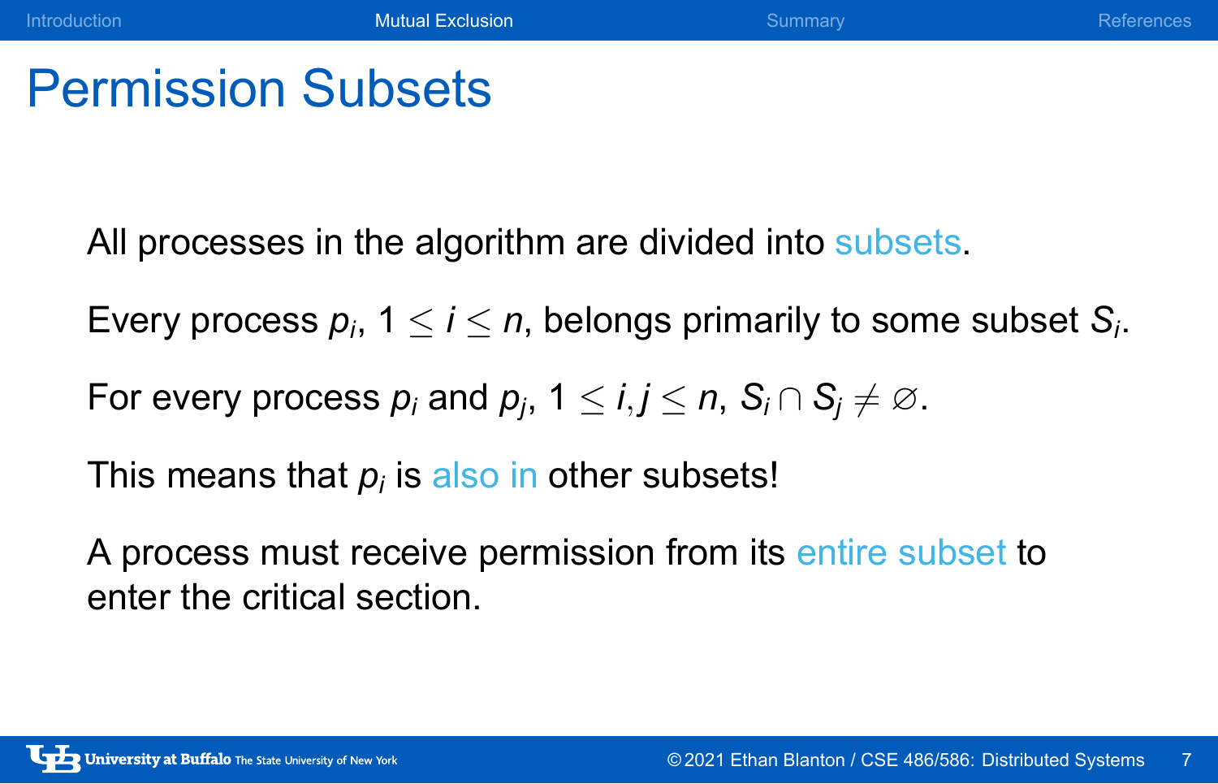# Permission Subsets

All processes in the algorithm are divided into subsets.

Every process $p_i$, $1 \leq i \leq n$, belongs primarily to some subset $S_i$.

For every process $p_i$ and $p_j$, $1 \leq i, j \leq n$, $S_i \cap S_j \neq \varnothing$.

This means that $p_i$ is also in other subsets!

A process must receive permission from its entire subset to enter the critical section.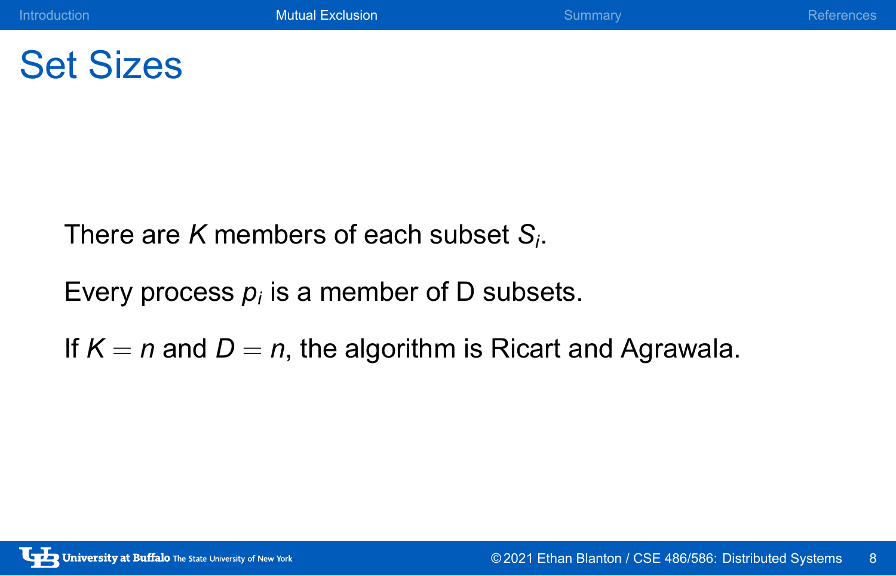# Set Sizes

There are $K$ members of each subset $S_i$.

Every process $p_i$ is a member of D subsets.

If $K = n$ and $D = n$, the algorithm is Ricart and Agrawala.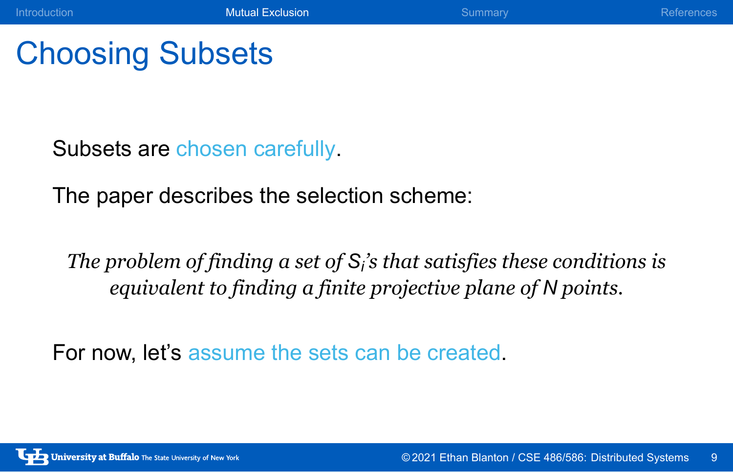# Choosing Subsets

Subsets are chosen carefully.

The paper describes the selection scheme:

> *The problem of finding a set of $S_i$'s that satisfies these conditions is equivalent to finding a finite projective plane of N points.*

For now, let's assume the sets can be created.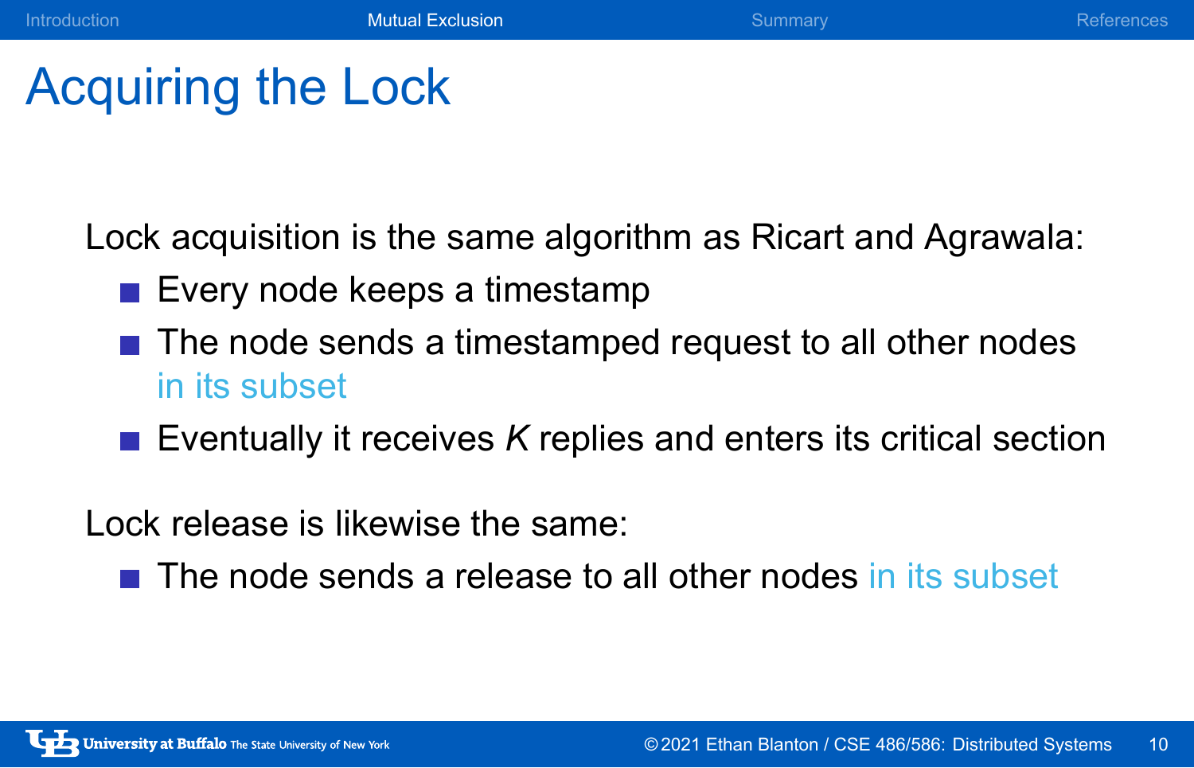# Acquiring the Lock

Lock acquisition is the same algorithm as Ricart and Agrawala:

- Every node keeps a timestamp
- The node sends a timestamped request to all other nodes in its subset
- Eventually it receives $K$ replies and enters its critical section

Lock release is likewise the same:

- The node sends a release to all other nodes in its subset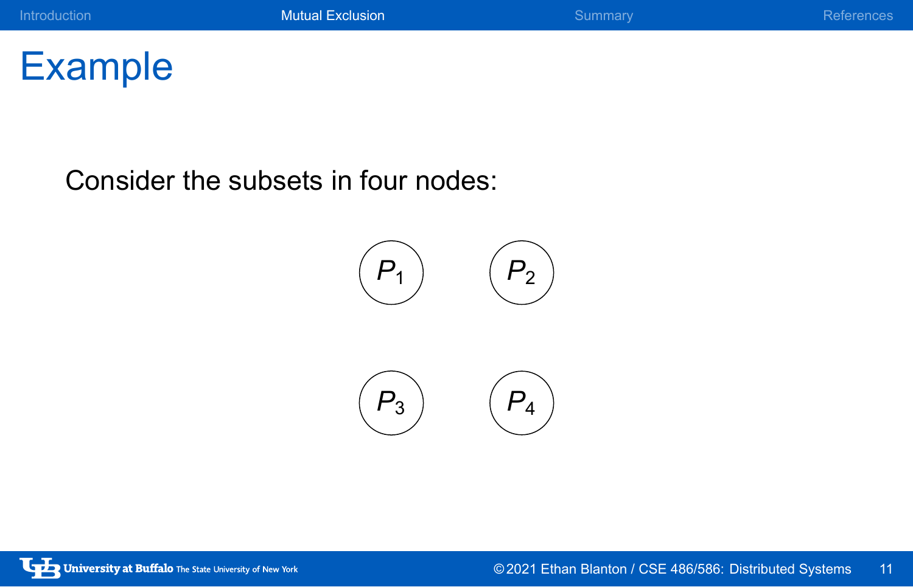# Example

Consider the subsets in four nodes:

$P_1$ $P_2$

$P_3$ $P_4$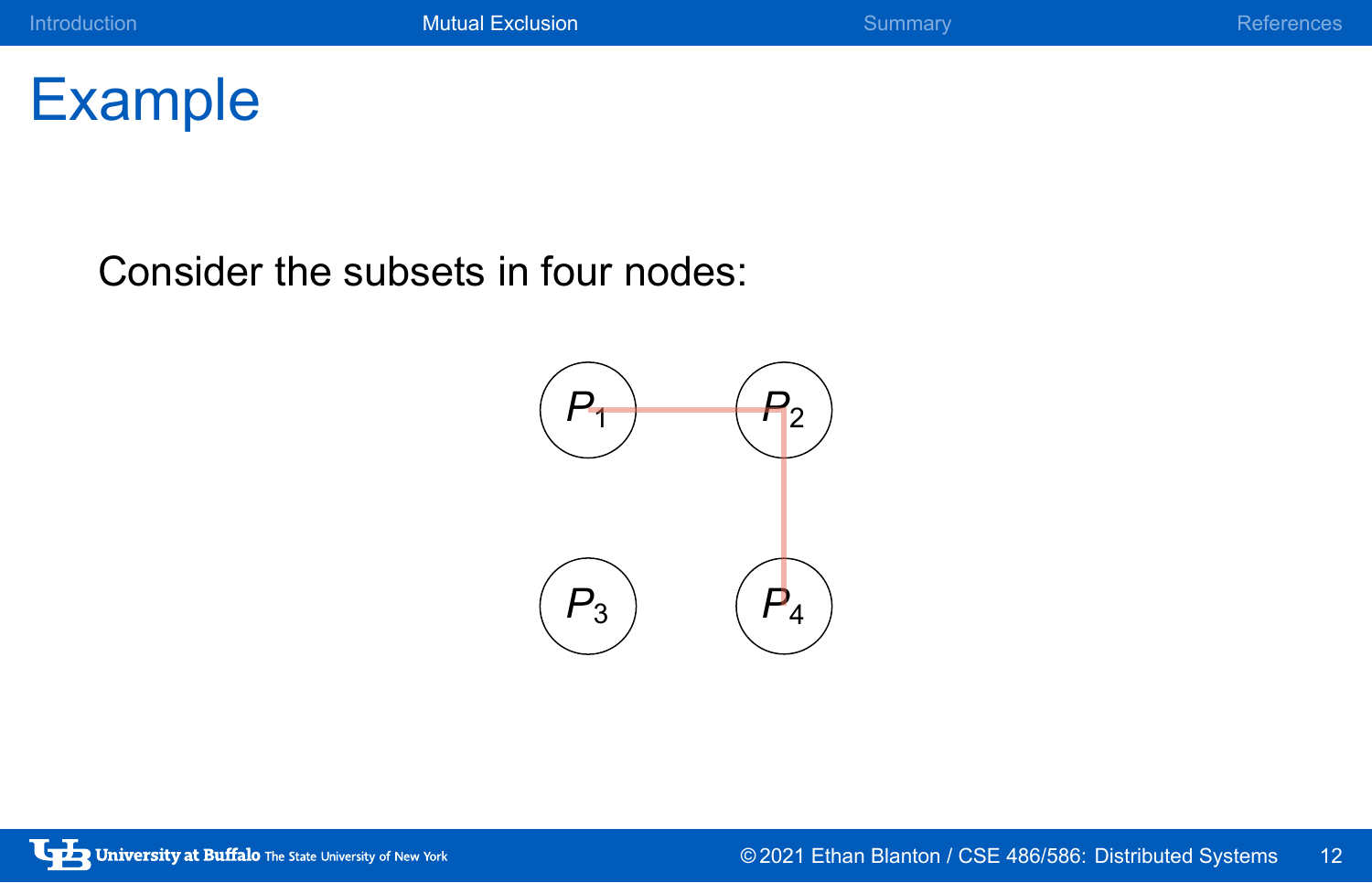# Example

Consider the subsets in four nodes:

$P_1$ $P_2$

$P_3$ $P_4$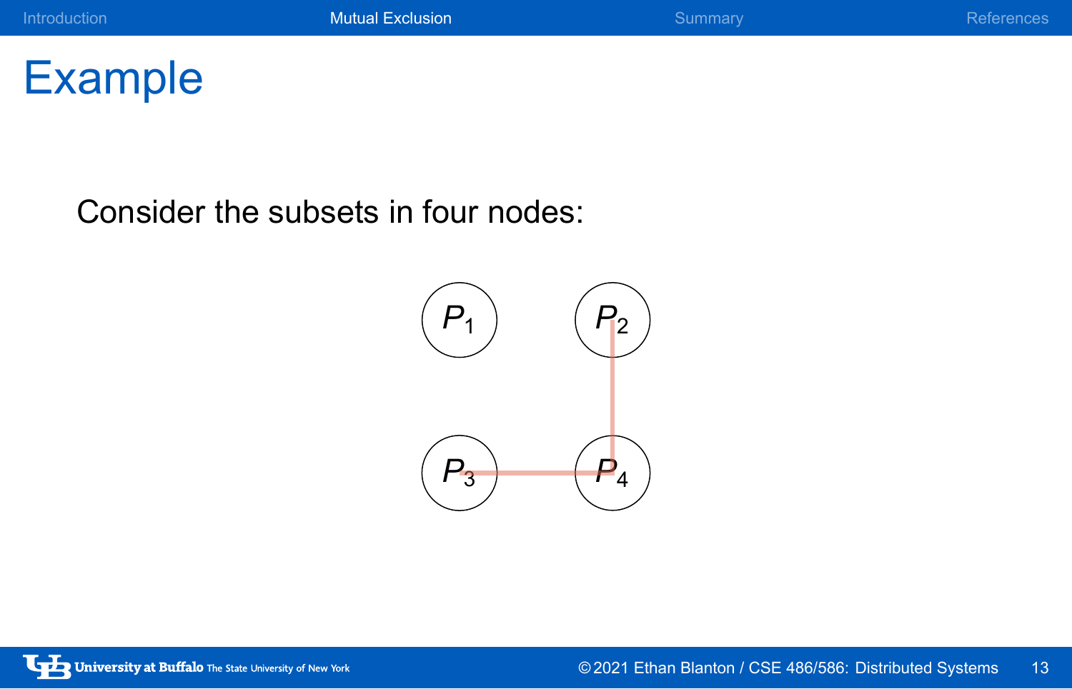# Example

Consider the subsets in four nodes:

$P_1$ $P_2$

$P_3$ $P_4$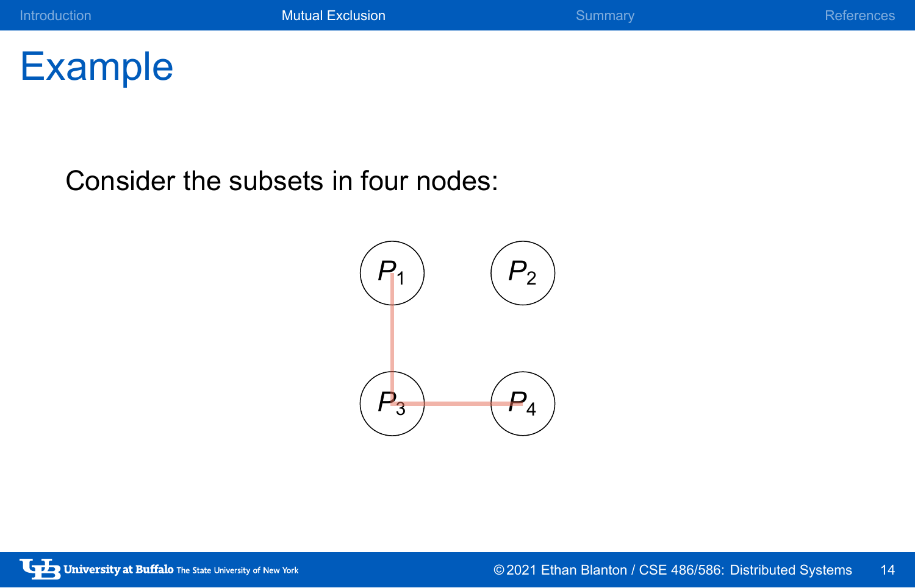# Example

Consider the subsets in four nodes:

$P_1$ $P_2$

$P_3$ $P_4$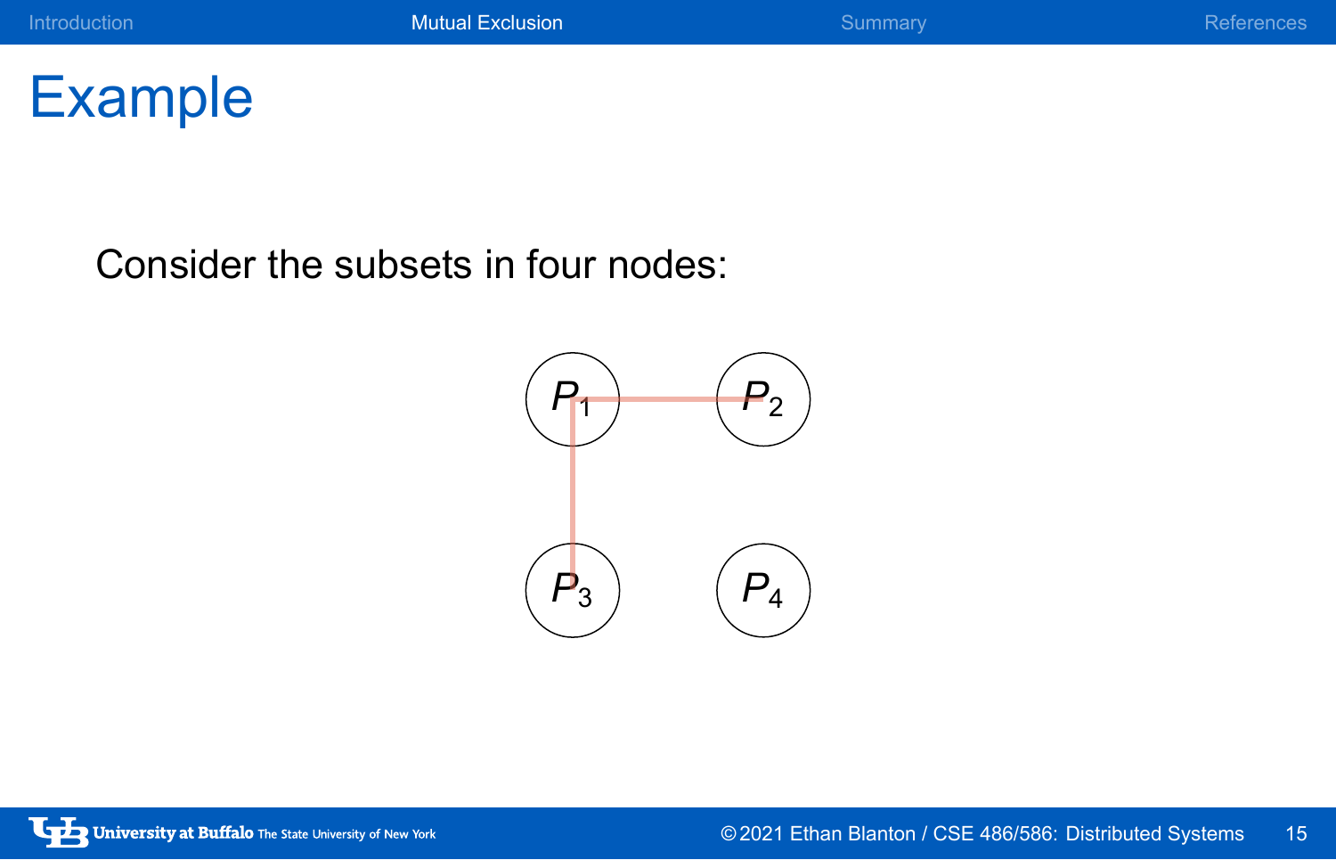# Example

Consider the subsets in four nodes:

$P_1$ $P_2$

$P_3$ $P_4$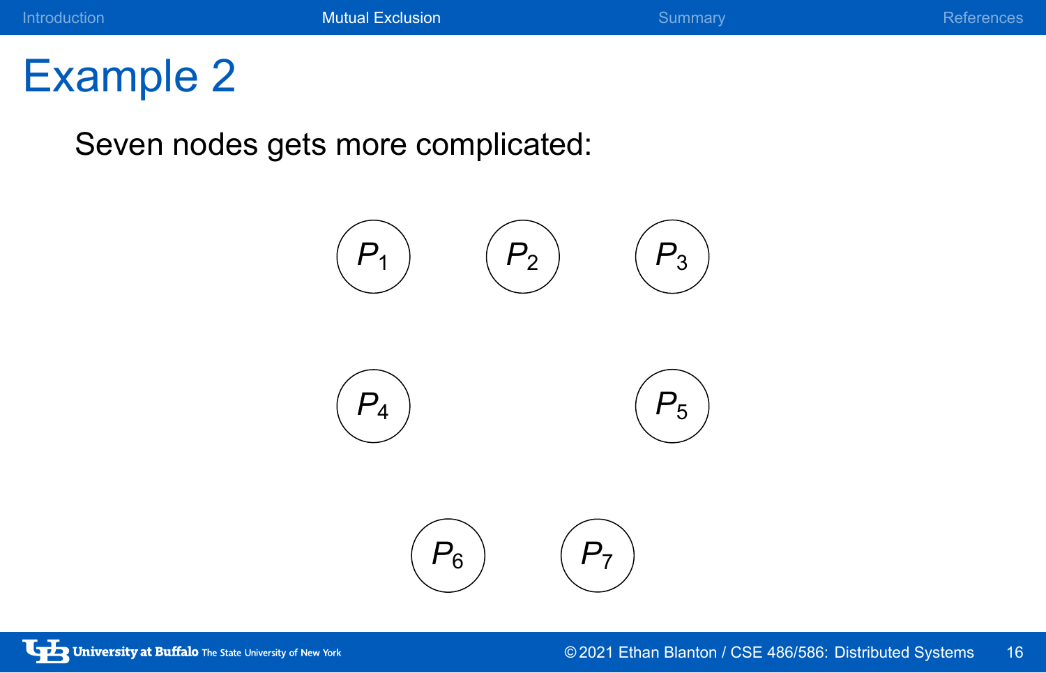# Example 2

Seven nodes gets more complicated:

$P_1$ $P_2$ $P_3$

$P_4$ $P_5$

$P_6$ $P_7$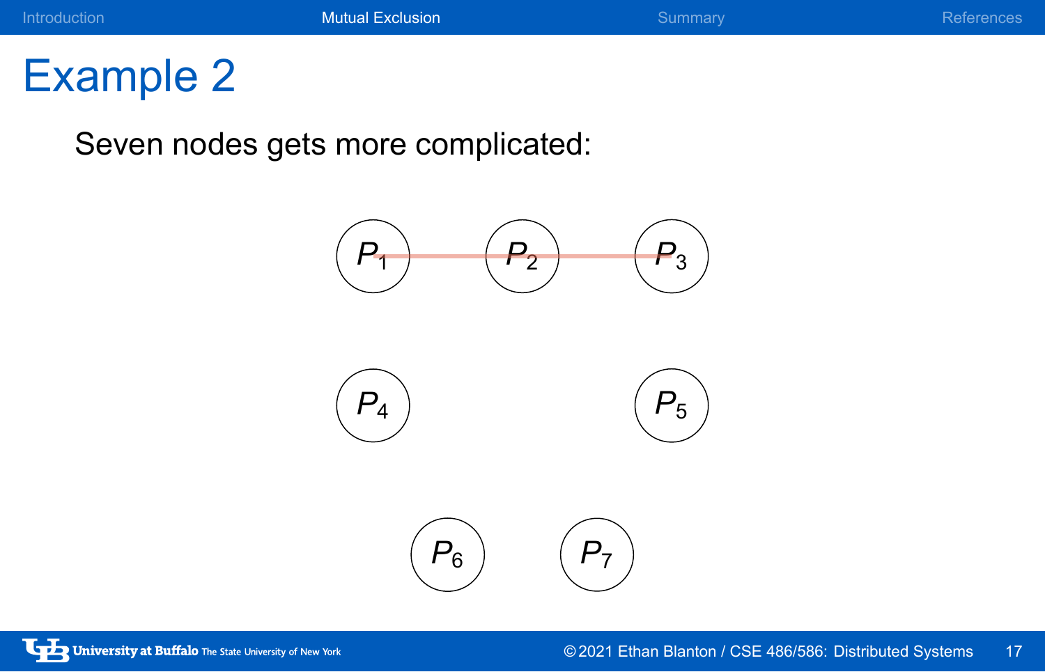# Example 2

Seven nodes gets more complicated:

$P_1$ $P_2$ $P_3$

$P_4$ $P_5$

$P_6$ $P_7$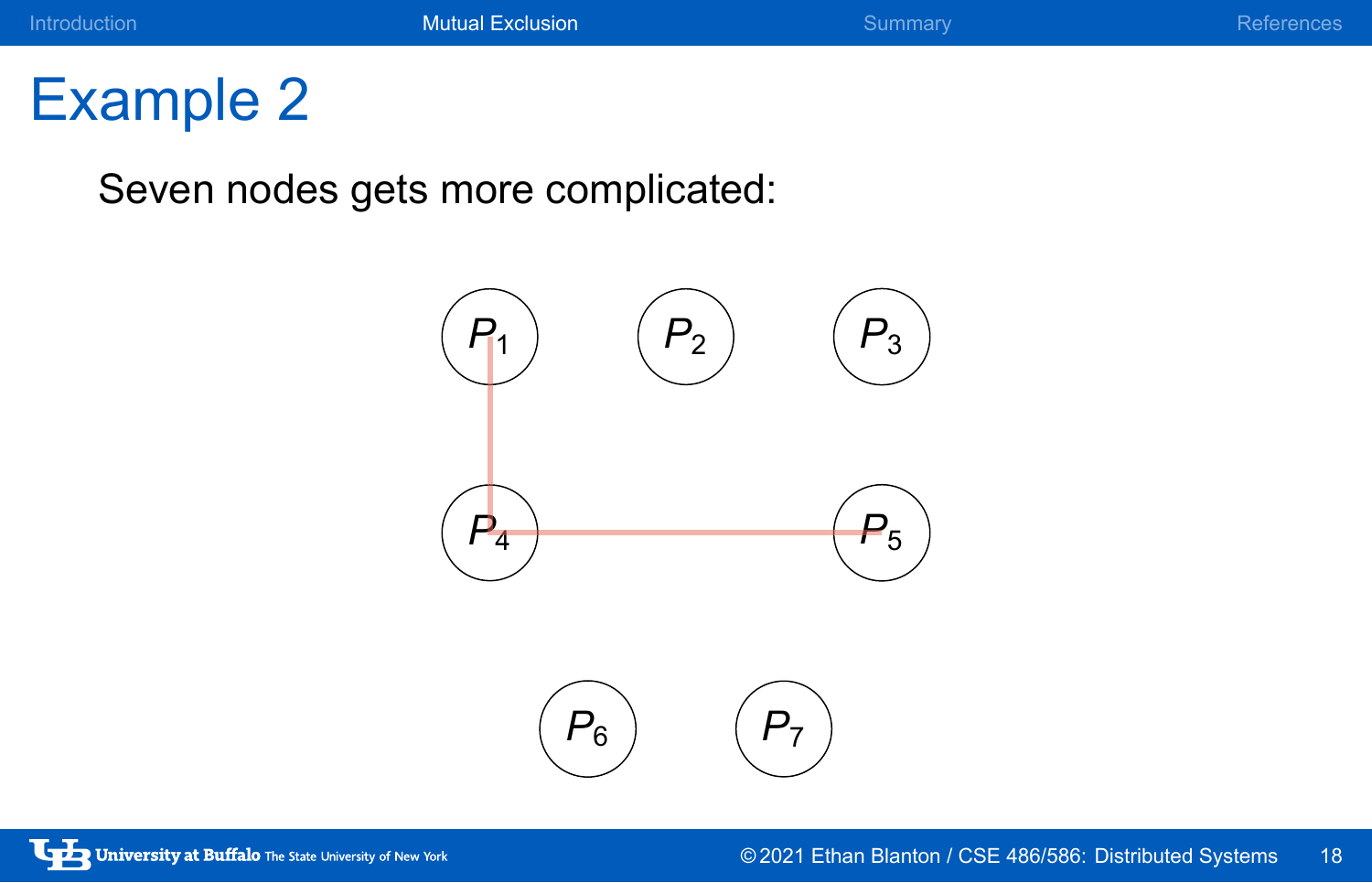# Example 2

Seven nodes gets more complicated:

$P_1$ $P_2$ $P_3$

$P_4$ $P_5$

$P_6$ $P_7$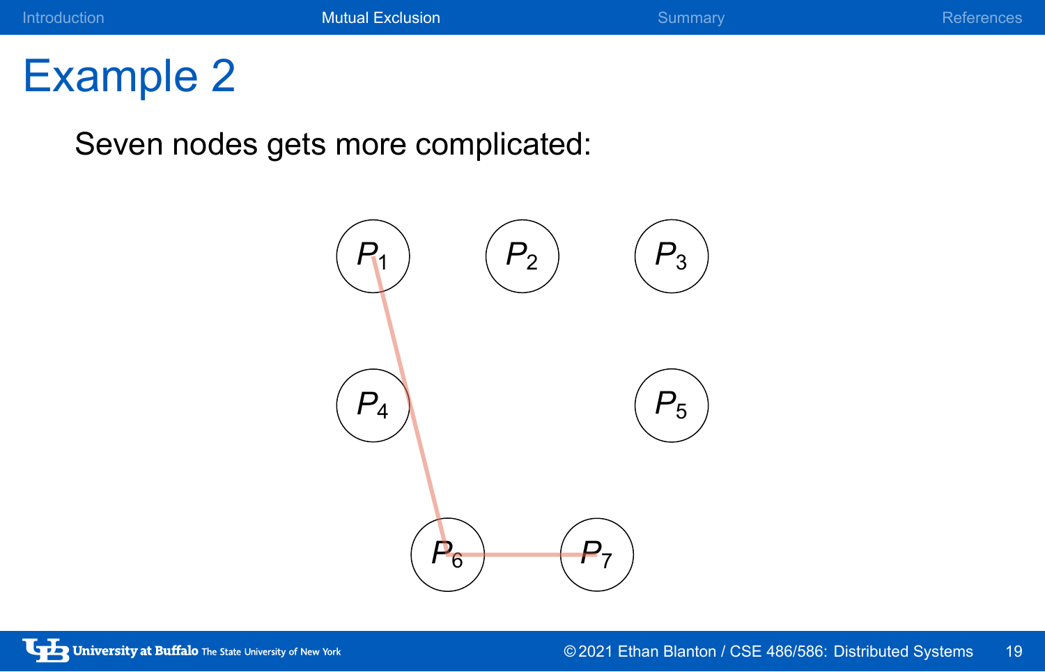# Example 2

Seven nodes gets more complicated:

$P_1$ $P_2$ $P_3$

$P_4$ $P_5$

$P_6$ $P_7$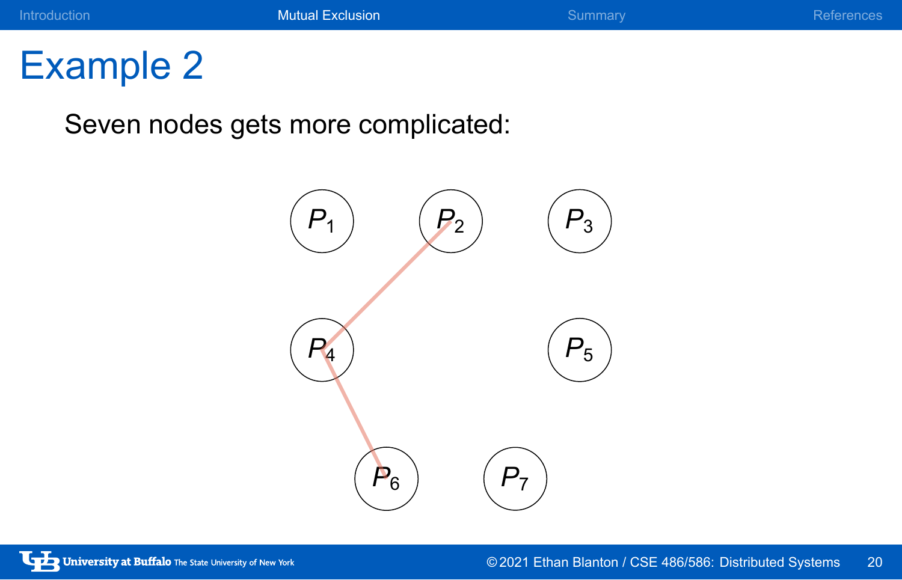# Example 2

Seven nodes gets more complicated:

$P_1$ $P_2$ $P_3$

$P_4$ $P_5$

$P_6$ $P_7$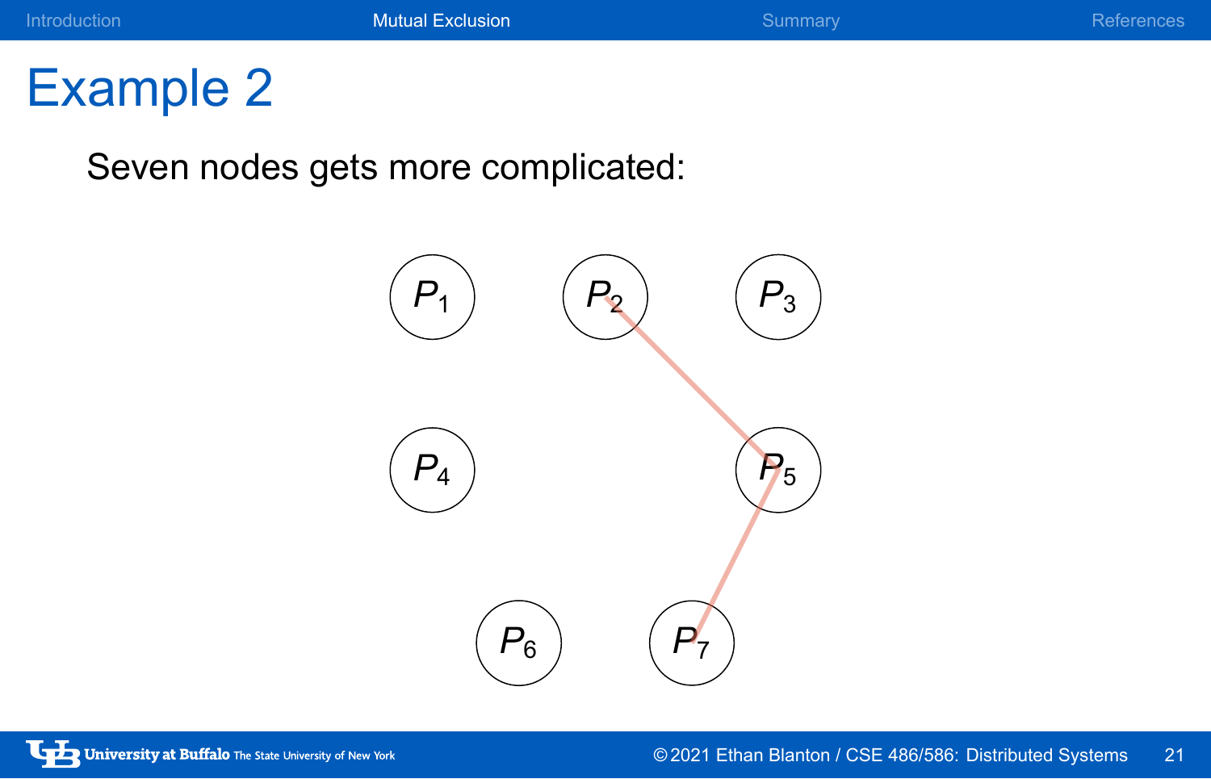# Example 2

Seven nodes gets more complicated:

$P_1$ $P_2$ $P_3$

$P_4$ $P_5$

$P_6$ $P_7$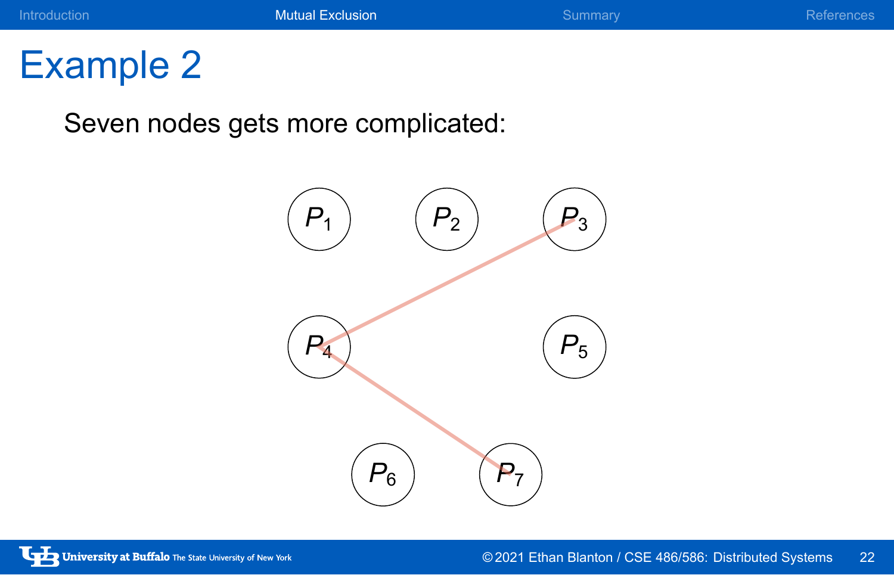# Example 2

Seven nodes gets more complicated:

$P_1$ $P_2$ $P_3$

$P_4$ $P_5$

$P_6$ $P_7$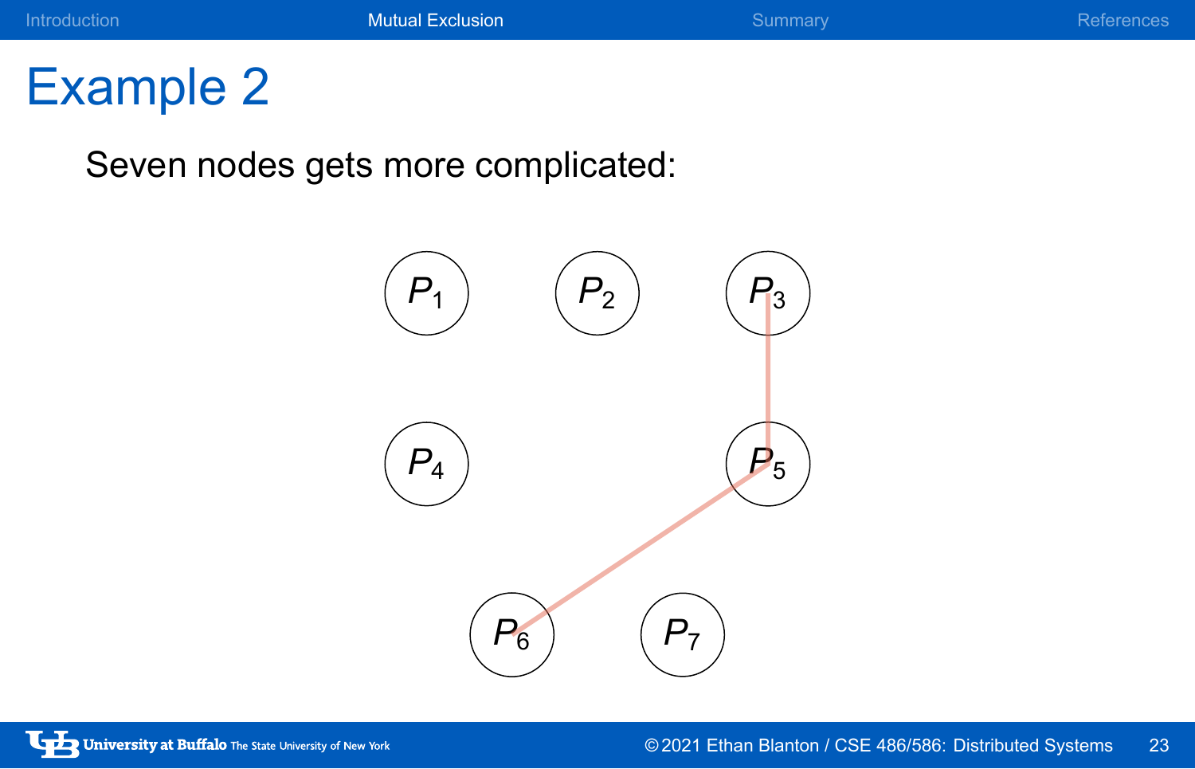# Example 2

Seven nodes gets more complicated:

$P_1$ $P_2$ $P_3$

$P_4$ $P_5$

$P_6$ $P_7$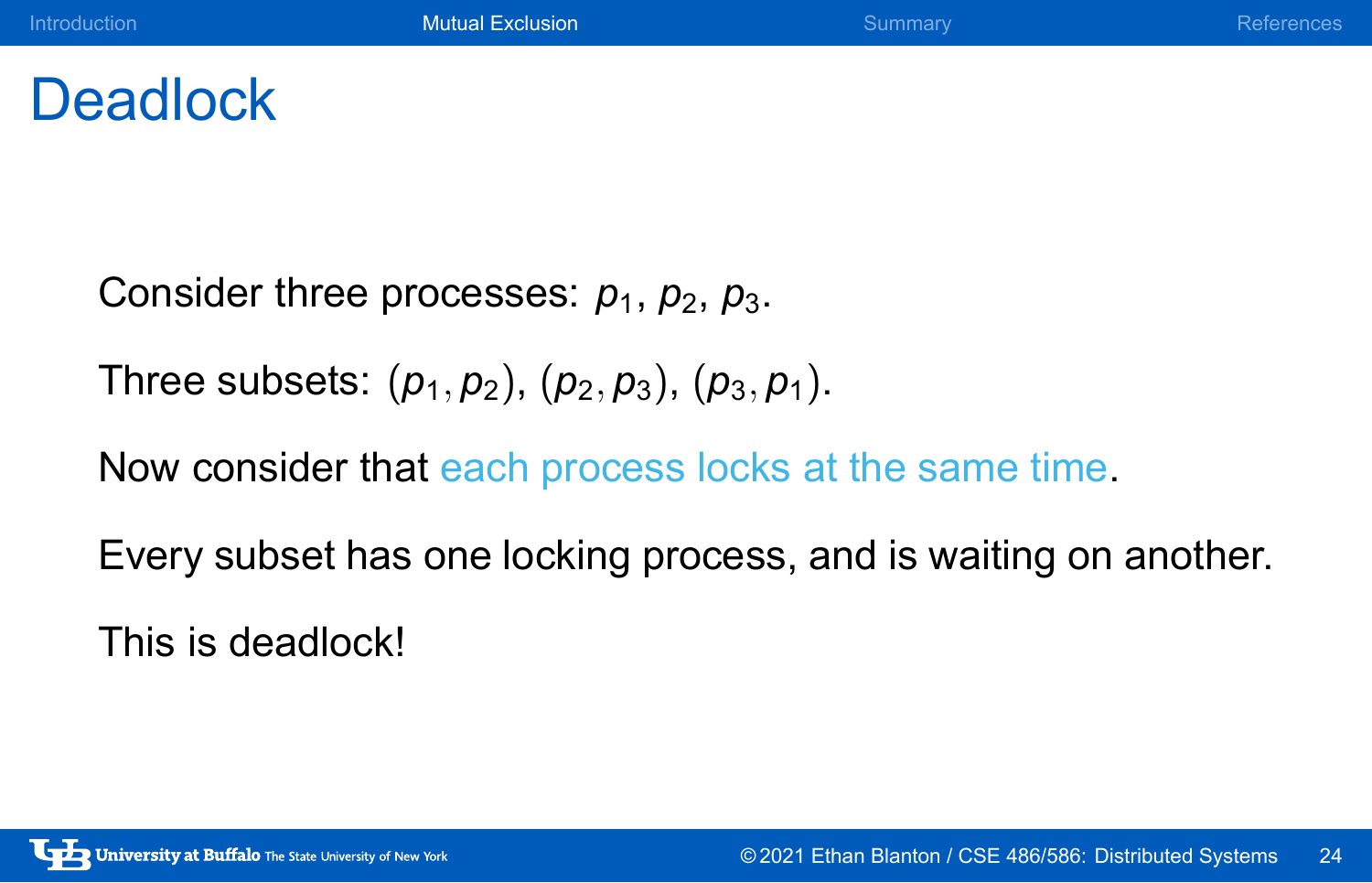# Deadlock

Consider three processes: $p_1$, $p_2$, $p_3$.

Three subsets: $(p_1, p_2)$, $(p_2, p_3)$, $(p_3, p_1)$.

Now consider that each process locks at the same time.

Every subset has one locking process, and is waiting on another.

This is deadlock!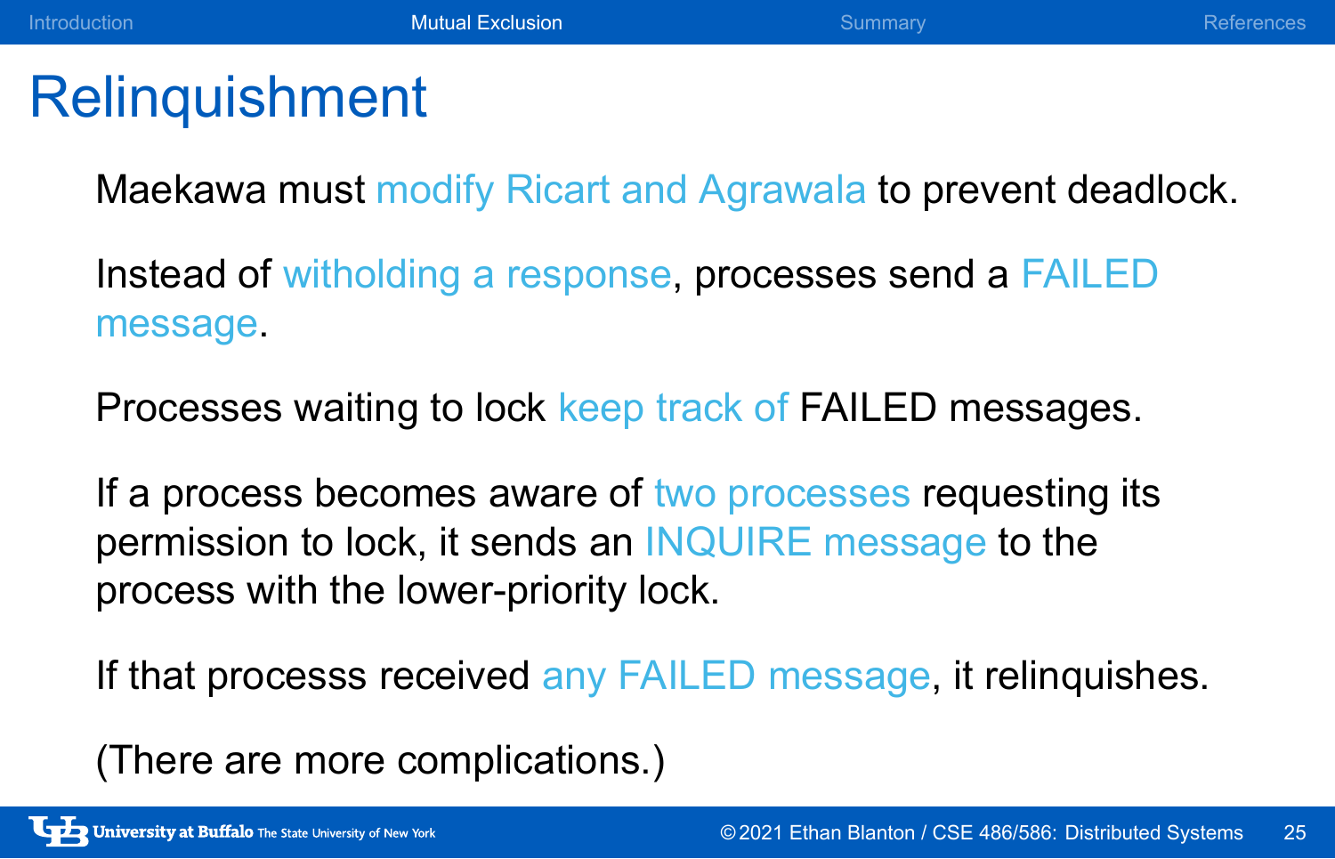# Relinquishment

Maekawa must modify Ricart and Agrawala to prevent deadlock.

Instead of witholding a response, processes send a FAILED message.

Processes waiting to lock keep track of FAILED messages.

If a process becomes aware of two processes requesting its permission to lock, it sends an INQUIRE message to the process with the lower-priority lock.

If that processs received any FAILED message, it relinquishes.

(There are more complications.)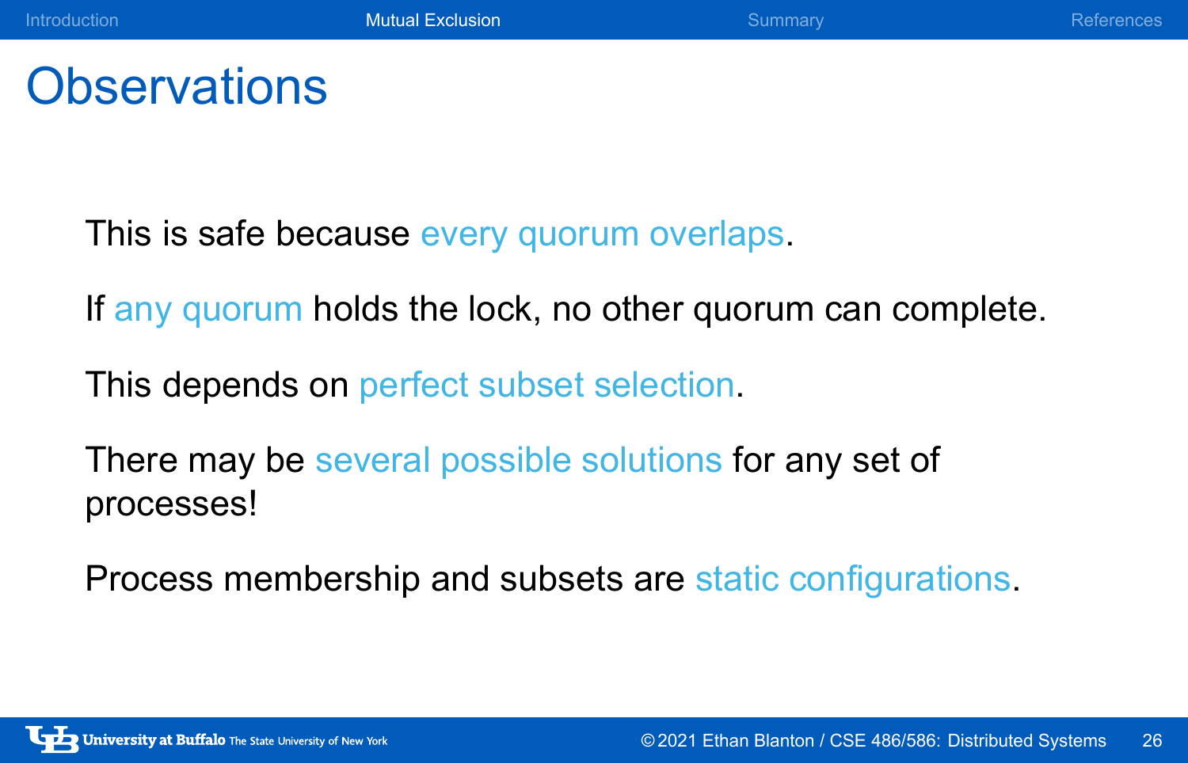# Observations

This is safe because every quorum overlaps.

If any quorum holds the lock, no other quorum can complete.

This depends on perfect subset selection.

There may be several possible solutions for any set of processes!

Process membership and subsets are static configurations.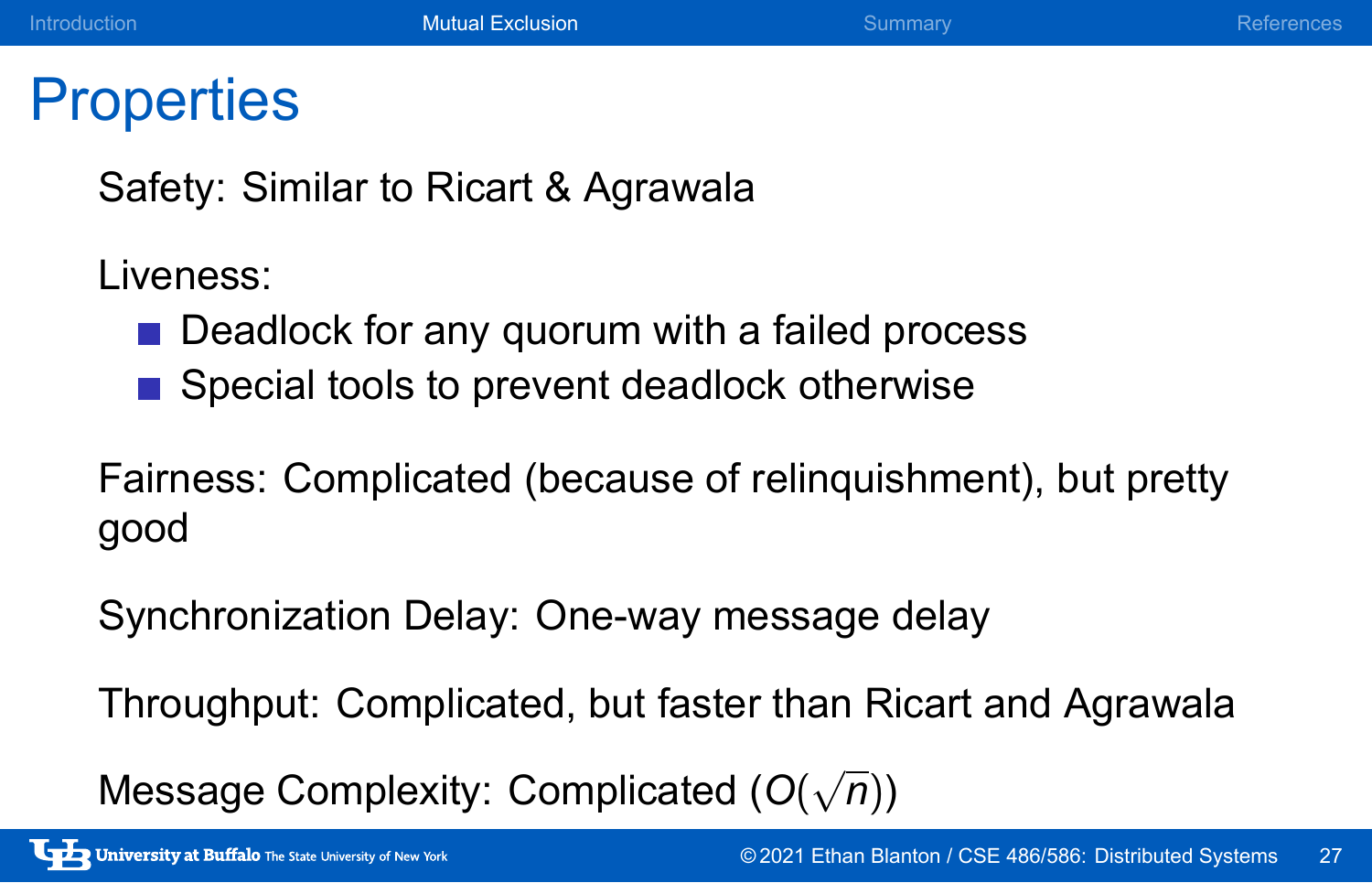# Properties

Safety: Similar to Ricart & Agrawala

Liveness:

- Deadlock for any quorum with a failed process
- Special tools to prevent deadlock otherwise

Fairness: Complicated (because of relinquishment), but pretty good

Synchronization Delay: One-way message delay

Throughput: Complicated, but faster than Ricart and Agrawala

Message Complexity: Complicated ($O(\sqrt{n})$)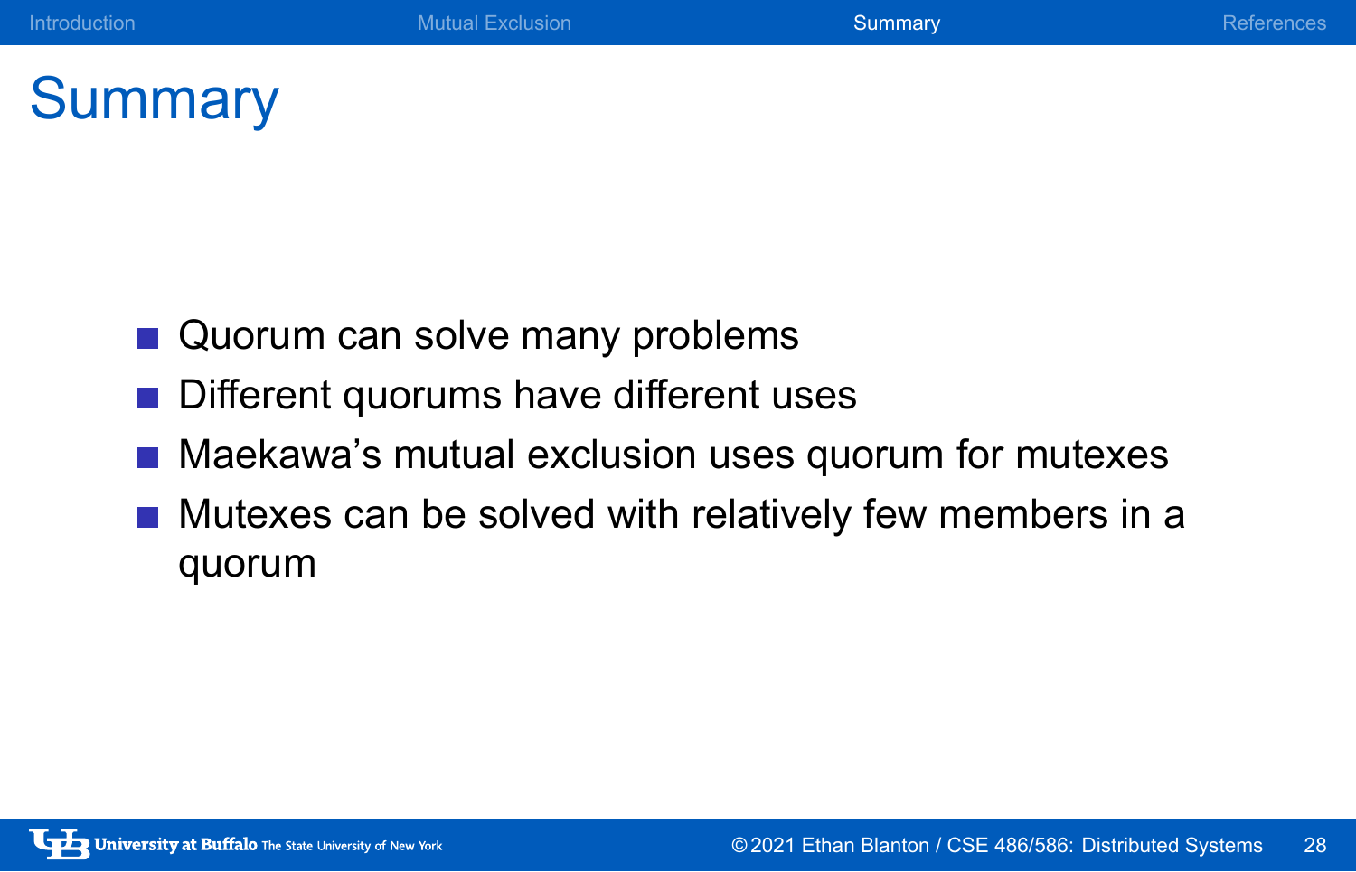# Summary

- Quorum can solve many problems
- Different quorums have different uses
- Maekawa's mutual exclusion uses quorum for mutexes
- Mutexes can be solved with relatively few members in a quorum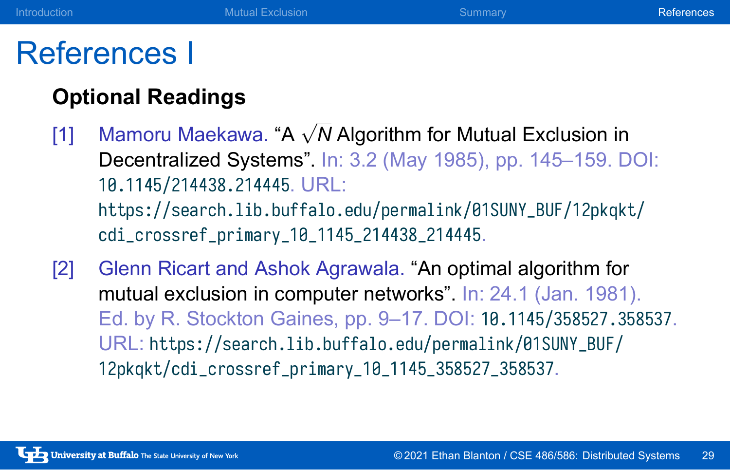# References I

## Optional Readings

[1] Mamoru Maekawa. "A $\sqrt{N}$ Algorithm for Mutual Exclusion in Decentralized Systems". In: 3.2 (May 1985), pp. 145–159. DOI: 10.1145/214438.214445. URL: https://search.lib.buffalo.edu/permalink/01SUNY_BUF/12pkqkt/cdi_crossref_primary_10_1145_214438_214445.

[2] Glenn Ricart and Ashok Agrawala. "An optimal algorithm for mutual exclusion in computer networks". In: 24.1 (Jan. 1981). Ed. by R. Stockton Gaines, pp. 9–17. DOI: 10.1145/358527.358537. URL: https://search.lib.buffalo.edu/permalink/01SUNY_BUF/12pkqkt/cdi_crossref_primary_10_1145_358527_358537.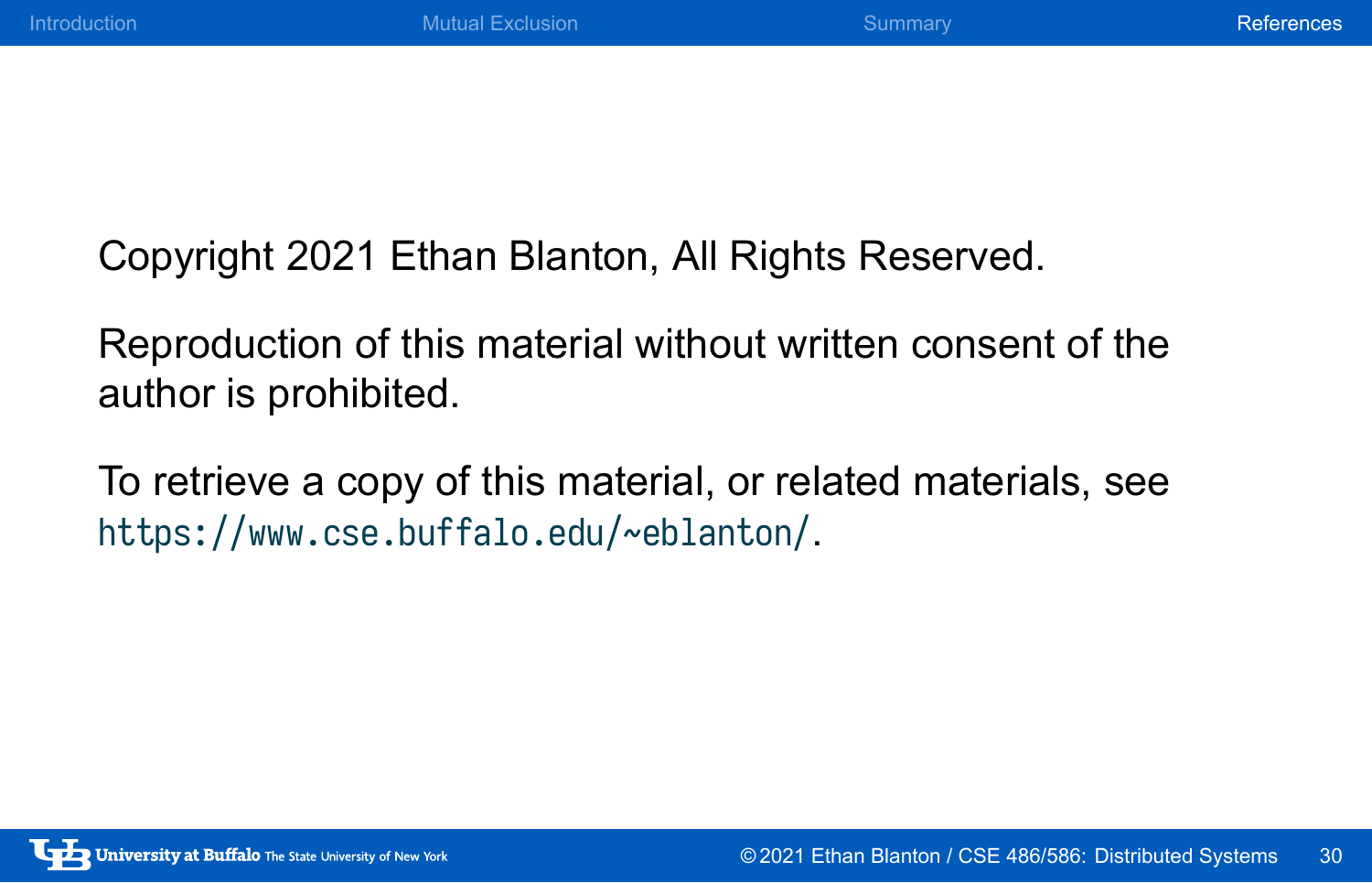Copyright 2021 Ethan Blanton, All Rights Reserved.

Reproduction of this material without written consent of the author is prohibited.

To retrieve a copy of this material, or related materials, see `https://www.cse.buffalo.edu/~eblanton/`.